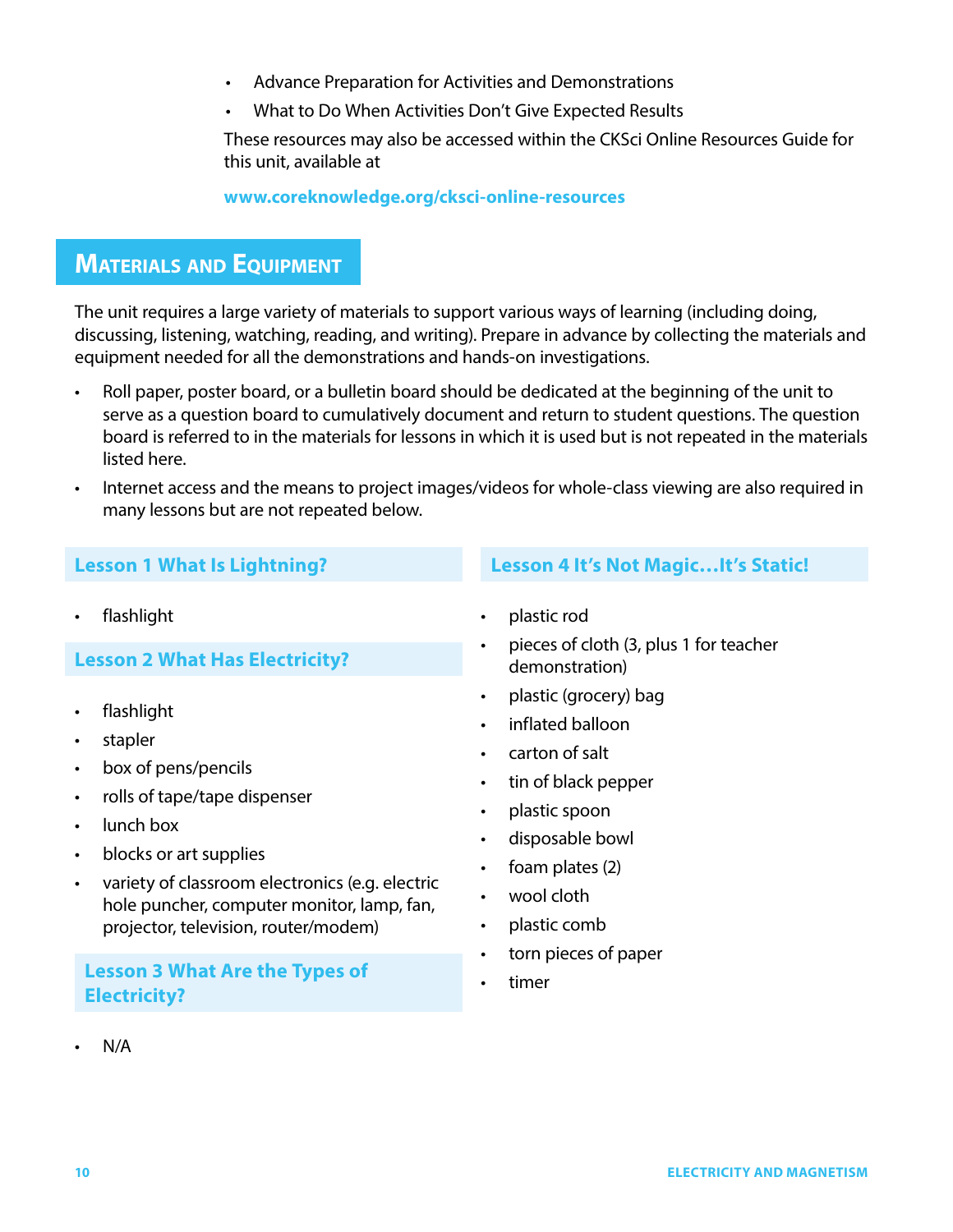- Advance Preparation for Activities and Demonstrations
- What to Do When Activities Don't Give Expected Results

These resources may also be accessed within the CKSci Online Resources Guide for this unit, available at

**www.coreknowledge.org/cksci-online-resources**

## Materials and Equipment

The unit requires a large variety of materials to support various ways of learning (including doing, discussing, listening, watching, reading, and writing). Prepare in advance by collecting the materials and equipment needed for all the demonstrations and hands-on investigations.

- Roll paper, poster board, or a bulletin board should be dedicated at the beginning of the unit to serve as a question board to cumulatively document and return to student questions. The question board is referred to in the materials for lessons in which it is used but is not repeated in the materials listed here.
- Internet access and the means to project images/videos for whole-class viewing are also required in many lessons but are not repeated below.

### Lesson 1 What Is Lightning?

- flashlight

### Lesson 2 What Has Electricity?

- flashlight
- stapler
- box of pens/pencils
- rolls of tape/tape dispenser
- lunch box
- blocks or art supplies
- variety of classroom electronics (e.g. electric hole puncher, computer monitor, lamp, fan, projector, television, router/modem)

### Lesson 3 What Are the Types of Electricity?

- N/A

### Lesson 4 It's Not Magic…It's Static!

- plastic rod
- pieces of cloth (3, plus 1 for teacher demonstration)
- plastic (grocery) bag
- inflated balloon
- carton of salt
- tin of black pepper
- plastic spoon
- disposable bowl
- foam plates (2)
- wool cloth
- plastic comb
- torn pieces of paper
- timer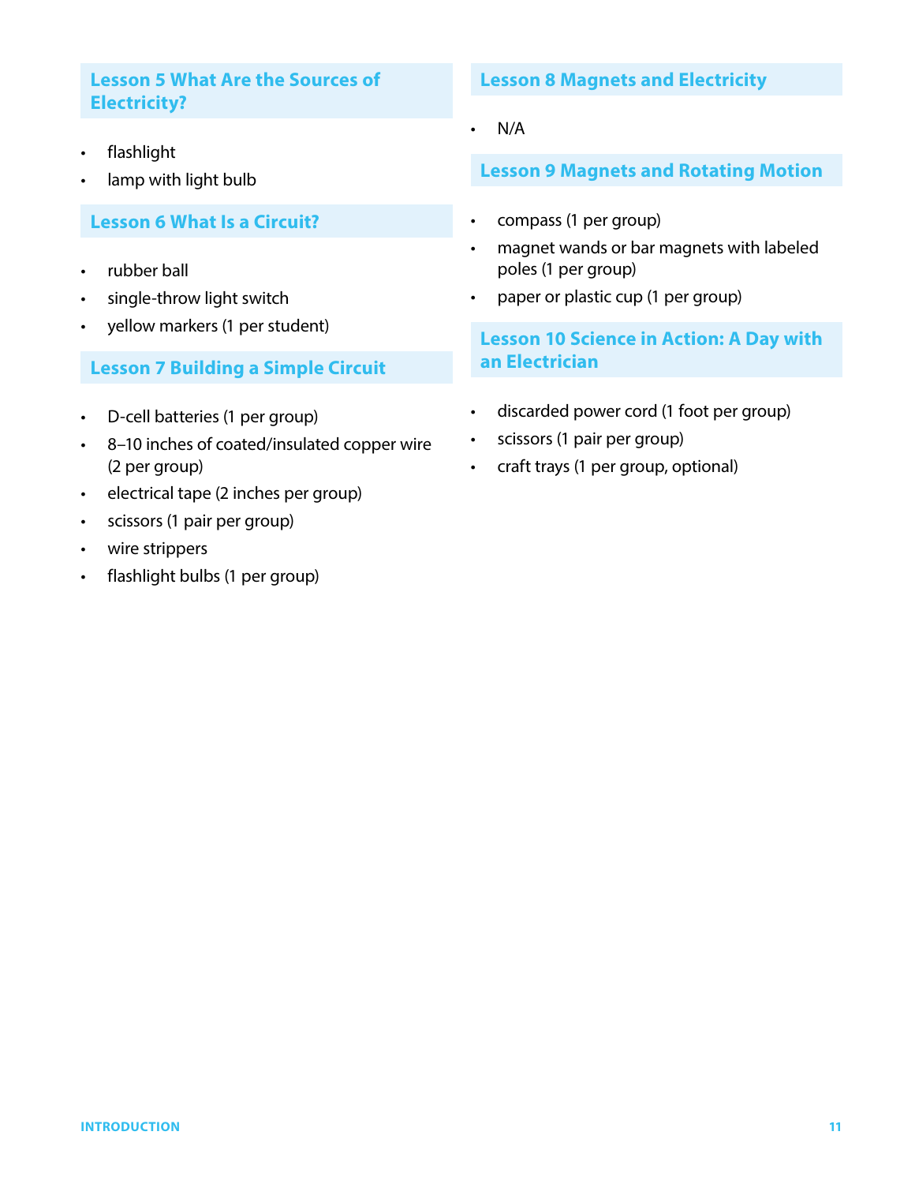### Lesson 5 What Are the Sources of Electricity?

- flashlight
- lamp with light bulb

### Lesson 6 What Is a Circuit?

- rubber ball
- single-throw light switch
- yellow markers (1 per student)

### Lesson 7 Building a Simple Circuit

- D-cell batteries (1 per group)
- 8–10 inches of coated/insulated copper wire (2 per group)
- electrical tape (2 inches per group)
- scissors (1 pair per group)
- wire strippers
- flashlight bulbs (1 per group)

### Lesson 8 Magnets and Electricity

- N/A

### Lesson 9 Magnets and Rotating Motion

- compass (1 per group)
- magnet wands or bar magnets with labeled poles (1 per group)
- paper or plastic cup (1 per group)

### Lesson 10 Science in Action: A Day with an Electrician

- discarded power cord (1 foot per group)
- scissors (1 pair per group)
- craft trays (1 per group, optional)